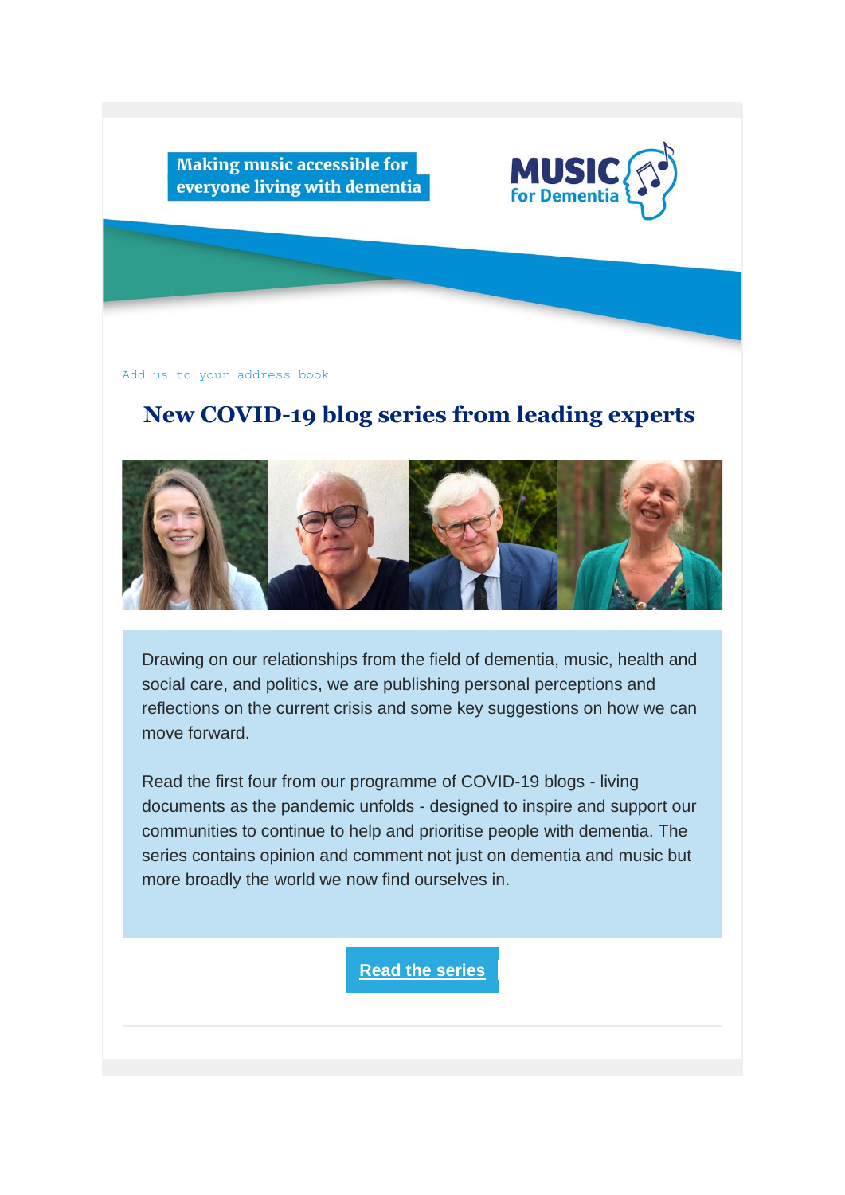Making music accessible for everyone living with dementia

MUSIC for Dementia

Add us to your address book

# New COVID-19 blog series from leading experts

Drawing on our relationships from the field of dementia, music, health and social care, and politics, we are publishing personal perceptions and reflections on the current crisis and some key suggestions on how we can move forward.

Read the first four from our programme of COVID-19 blogs - living documents as the pandemic unfolds - designed to inspire and support our communities to continue to help and prioritise people with dementia. The series contains opinion and comment not just on dementia and music but more broadly the world we now find ourselves in.

**Read the series**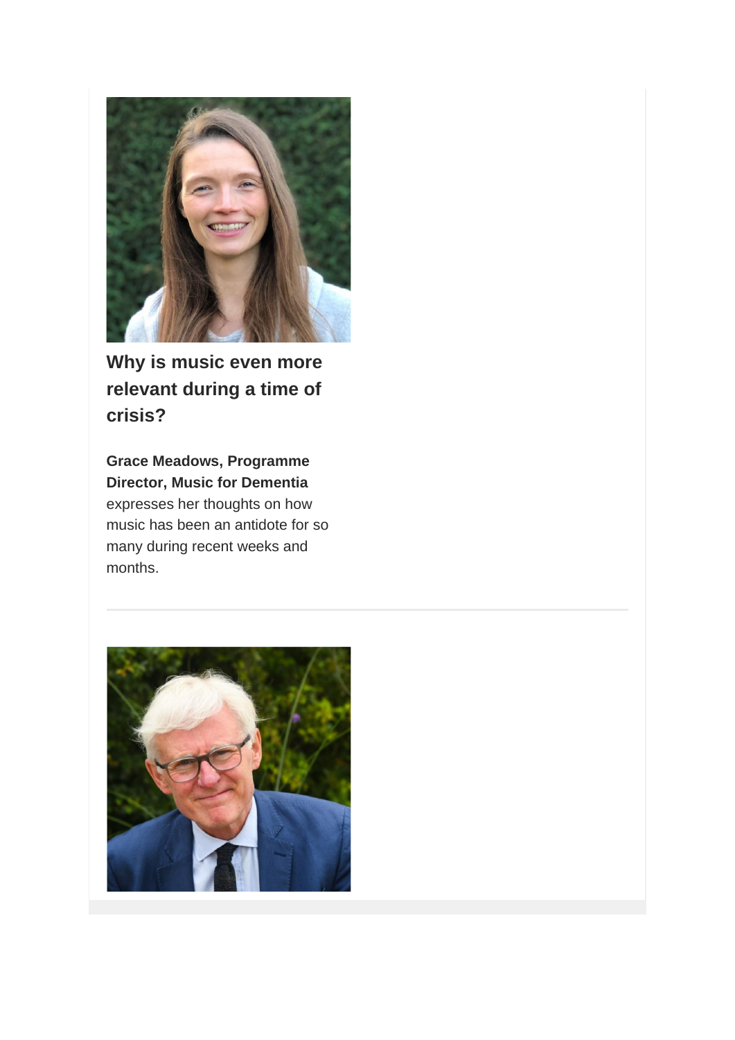## Why is music even more relevant during a time of crisis?

**Grace Meadows, Programme Director, Music for Dementia** expresses her thoughts on how music has been an antidote for so many during recent weeks and months.

---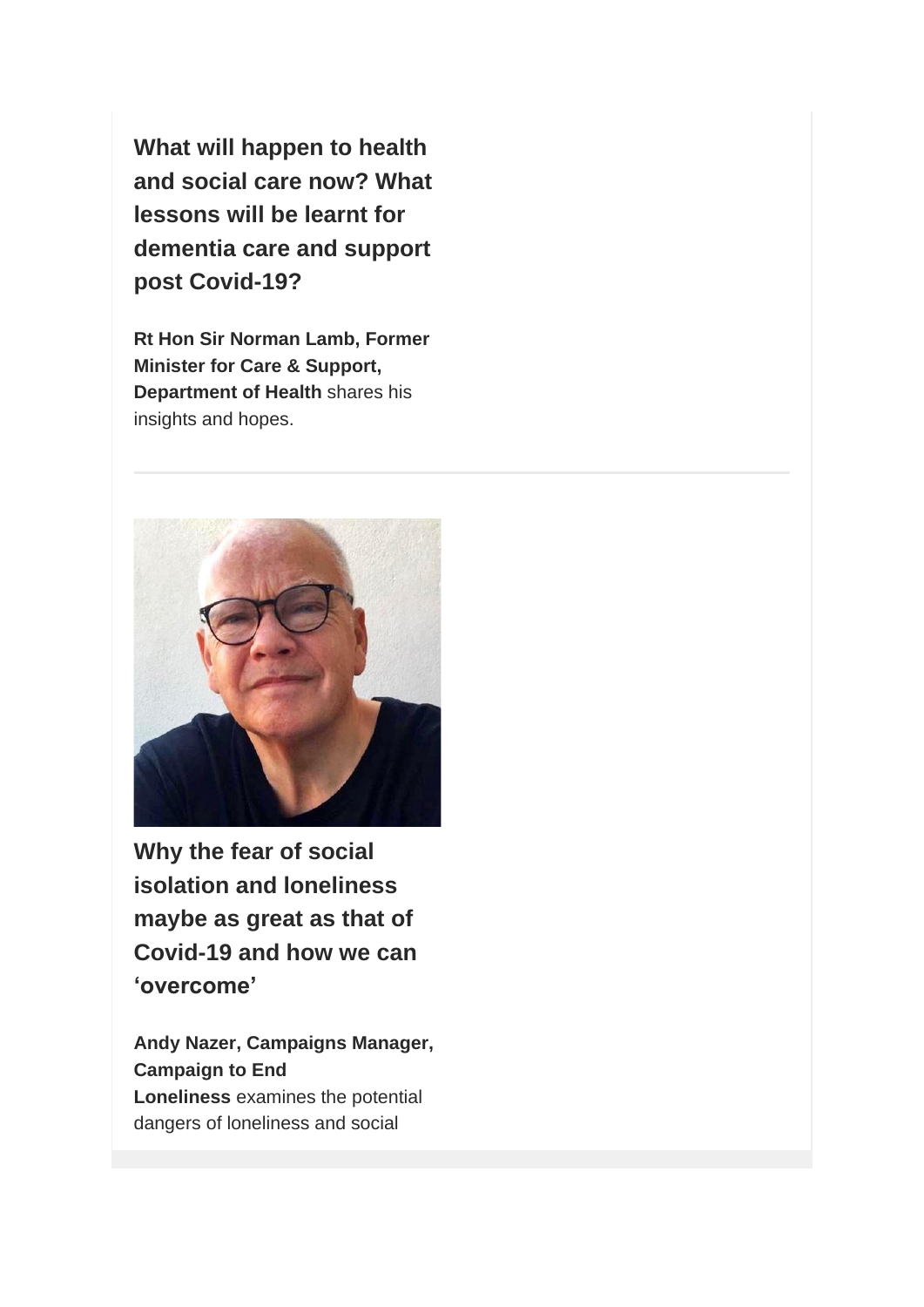### What will happen to health and social care now? What lessons will be learnt for dementia care and support post Covid-19?

**Rt Hon Sir Norman Lamb, Former Minister for Care & Support, Department of Health** shares his insights and hopes.

---

### Why the fear of social isolation and loneliness maybe as great as that of Covid-19 and how we can 'overcome'

**Andy Nazer, Campaigns Manager, Campaign to End Loneliness** examines the potential dangers of loneliness and social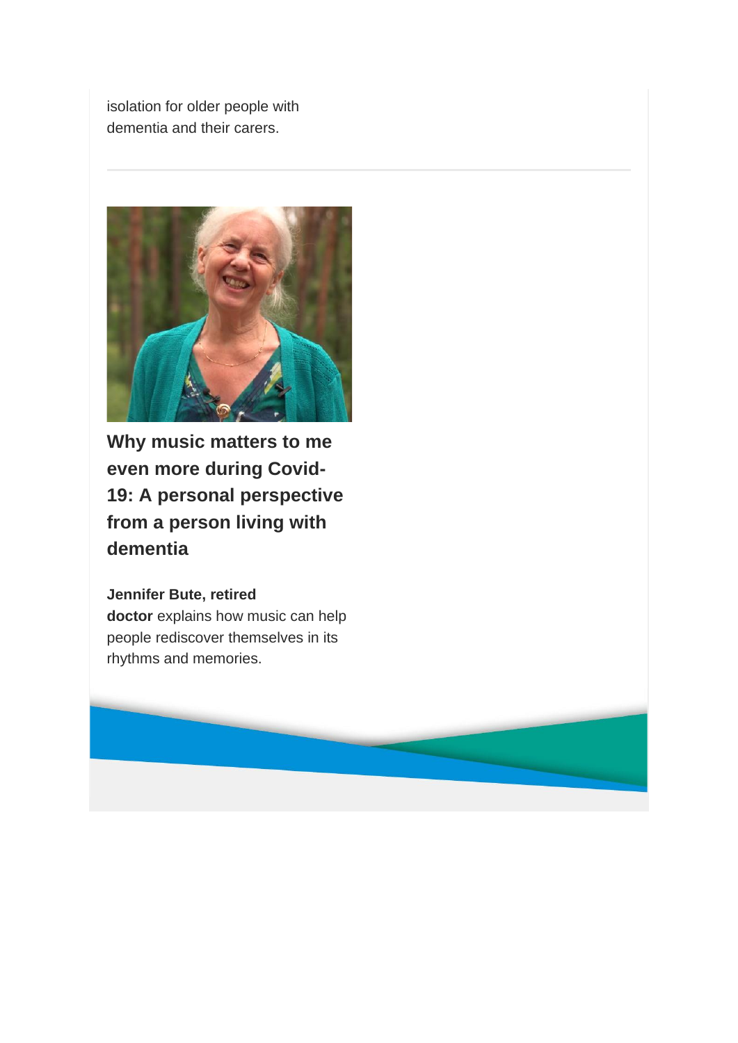isolation for older people with dementia and their carers.

---

## Why music matters to me even more during Covid-19: A personal perspective from a person living with dementia

**Jennifer Bute, retired doctor** explains how music can help people rediscover themselves in its rhythms and memories.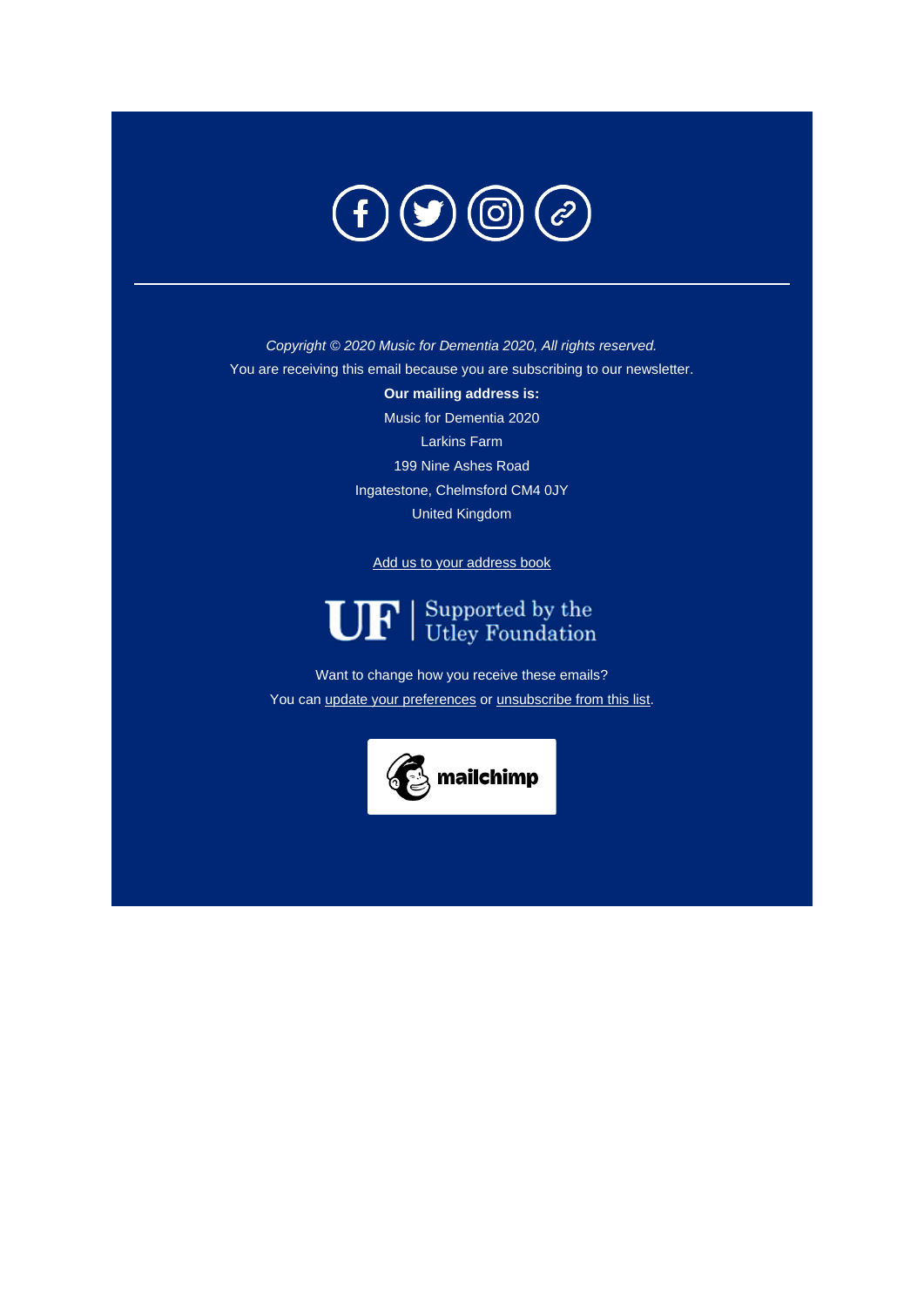*Copyright © 2020 Music for Dementia 2020, All rights reserved.*

You are receiving this email because you are subscribing to our newsletter.

**Our mailing address is:**

Music for Dementia 2020

Larkins Farm

199 Nine Ashes Road

Ingatestone, Chelmsford CM4 0JY

United Kingdom

Add us to your address book

UF | Supported by the Utley Foundation

Want to change how you receive these emails?

You can update your preferences or unsubscribe from this list.

mailchimp